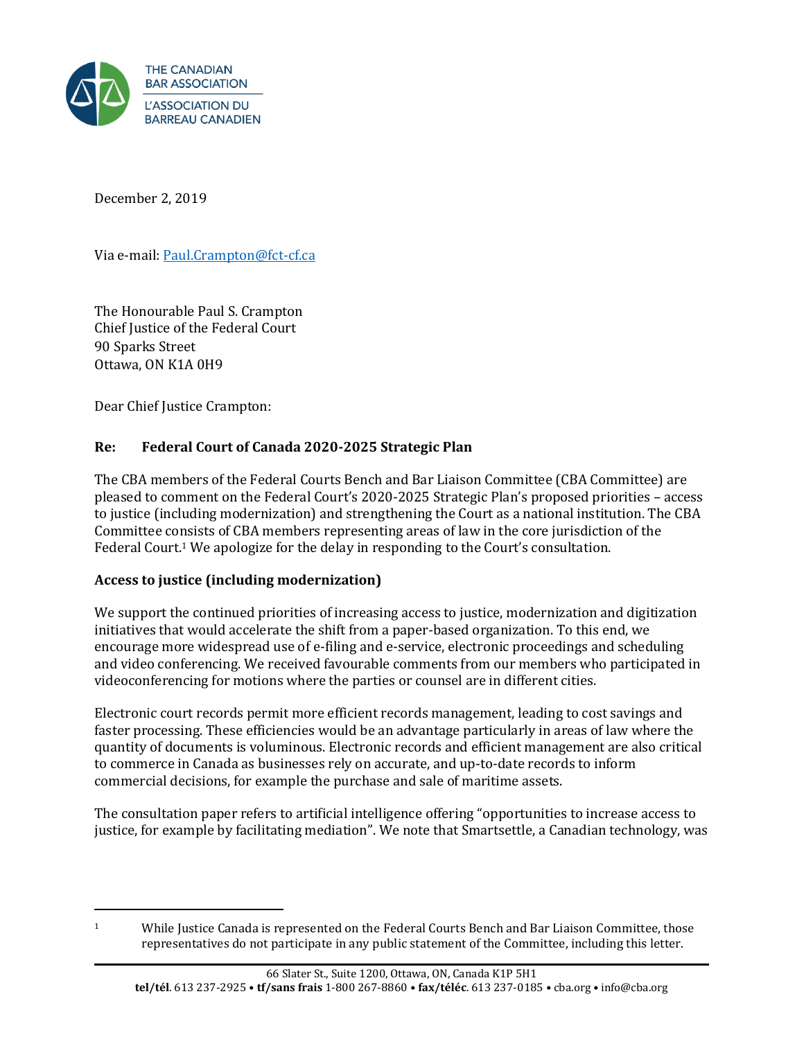THE CANADIAN BAR ASSOCIATION
L'ASSOCIATION DU BARREAU CANADIEN

December 2, 2019

Via e-mail: Paul.Crampton@fct-cf.ca

The Honourable Paul S. Crampton
Chief Justice of the Federal Court
90 Sparks Street
Ottawa, ON K1A 0H9

Dear Chief Justice Crampton:

**Re: Federal Court of Canada 2020-2025 Strategic Plan**

The CBA members of the Federal Courts Bench and Bar Liaison Committee (CBA Committee) are pleased to comment on the Federal Court's 2020-2025 Strategic Plan's proposed priorities – access to justice (including modernization) and strengthening the Court as a national institution. The CBA Committee consists of CBA members representing areas of law in the core jurisdiction of the Federal Court.[1] We apologize for the delay in responding to the Court's consultation.

**Access to justice (including modernization)**

We support the continued priorities of increasing access to justice, modernization and digitization initiatives that would accelerate the shift from a paper-based organization. To this end, we encourage more widespread use of e-filing and e-service, electronic proceedings and scheduling and video conferencing. We received favourable comments from our members who participated in videoconferencing for motions where the parties or counsel are in different cities.

Electronic court records permit more efficient records management, leading to cost savings and faster processing. These efficiencies would be an advantage particularly in areas of law where the quantity of documents is voluminous. Electronic records and efficient management are also critical to commerce in Canada as businesses rely on accurate, and up-to-date records to inform commercial decisions, for example the purchase and sale of maritime assets.

The consultation paper refers to artificial intelligence offering "opportunities to increase access to justice, for example by facilitating mediation". We note that Smartsettle, a Canadian technology, was

[1] While Justice Canada is represented on the Federal Courts Bench and Bar Liaison Committee, those representatives do not participate in any public statement of the Committee, including this letter.

66 Slater St., Suite 1200, Ottawa, ON, Canada K1P 5H1
**tel/tél**. 613 237-2925 • **tf/sans frais** 1-800 267-8860 • **fax/téléc**. 613 237-0185 • cba.org • info@cba.org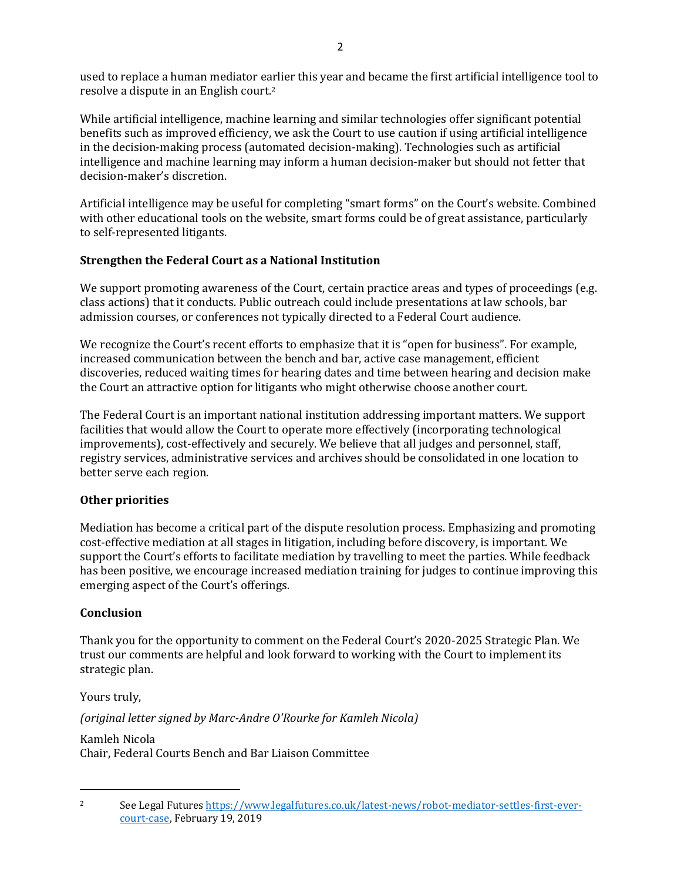used to replace a human mediator earlier this year and became the first artificial intelligence tool to resolve a dispute in an English court.[2]

While artificial intelligence, machine learning and similar technologies offer significant potential benefits such as improved efficiency, we ask the Court to use caution if using artificial intelligence in the decision-making process (automated decision-making). Technologies such as artificial intelligence and machine learning may inform a human decision-maker but should not fetter that decision-maker's discretion.

Artificial intelligence may be useful for completing "smart forms" on the Court's website. Combined with other educational tools on the website, smart forms could be of great assistance, particularly to self-represented litigants.

**Strengthen the Federal Court as a National Institution**

We support promoting awareness of the Court, certain practice areas and types of proceedings (e.g. class actions) that it conducts. Public outreach could include presentations at law schools, bar admission courses, or conferences not typically directed to a Federal Court audience.

We recognize the Court's recent efforts to emphasize that it is "open for business". For example, increased communication between the bench and bar, active case management, efficient discoveries, reduced waiting times for hearing dates and time between hearing and decision make the Court an attractive option for litigants who might otherwise choose another court.

The Federal Court is an important national institution addressing important matters. We support facilities that would allow the Court to operate more effectively (incorporating technological improvements), cost-effectively and securely. We believe that all judges and personnel, staff, registry services, administrative services and archives should be consolidated in one location to better serve each region.

**Other priorities**

Mediation has become a critical part of the dispute resolution process. Emphasizing and promoting cost-effective mediation at all stages in litigation, including before discovery, is important. We support the Court's efforts to facilitate mediation by travelling to meet the parties. While feedback has been positive, we encourage increased mediation training for judges to continue improving this emerging aspect of the Court's offerings.

**Conclusion**

Thank you for the opportunity to comment on the Federal Court's 2020-2025 Strategic Plan. We trust our comments are helpful and look forward to working with the Court to implement its strategic plan.

Yours truly,

*(original letter signed by Marc-Andre O'Rourke for Kamleh Nicola)*

Kamleh Nicola
Chair, Federal Courts Bench and Bar Liaison Committee

---

[2] See Legal Futures https://www.legalfutures.co.uk/latest-news/robot-mediator-settles-first-ever-court-case, February 19, 2019